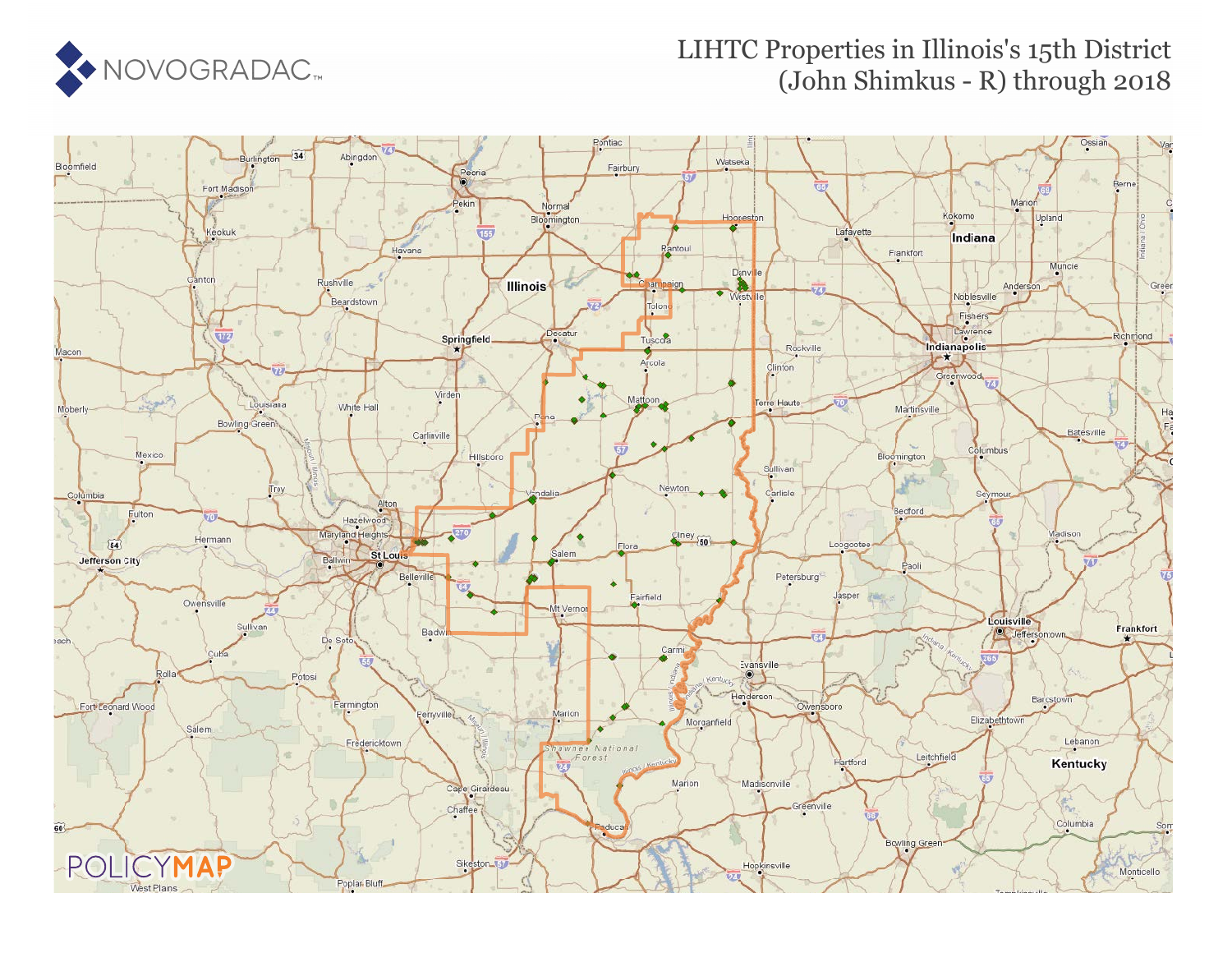# LIHTC Properties in Illinois's 15th District (John Shimkus - R) through 2018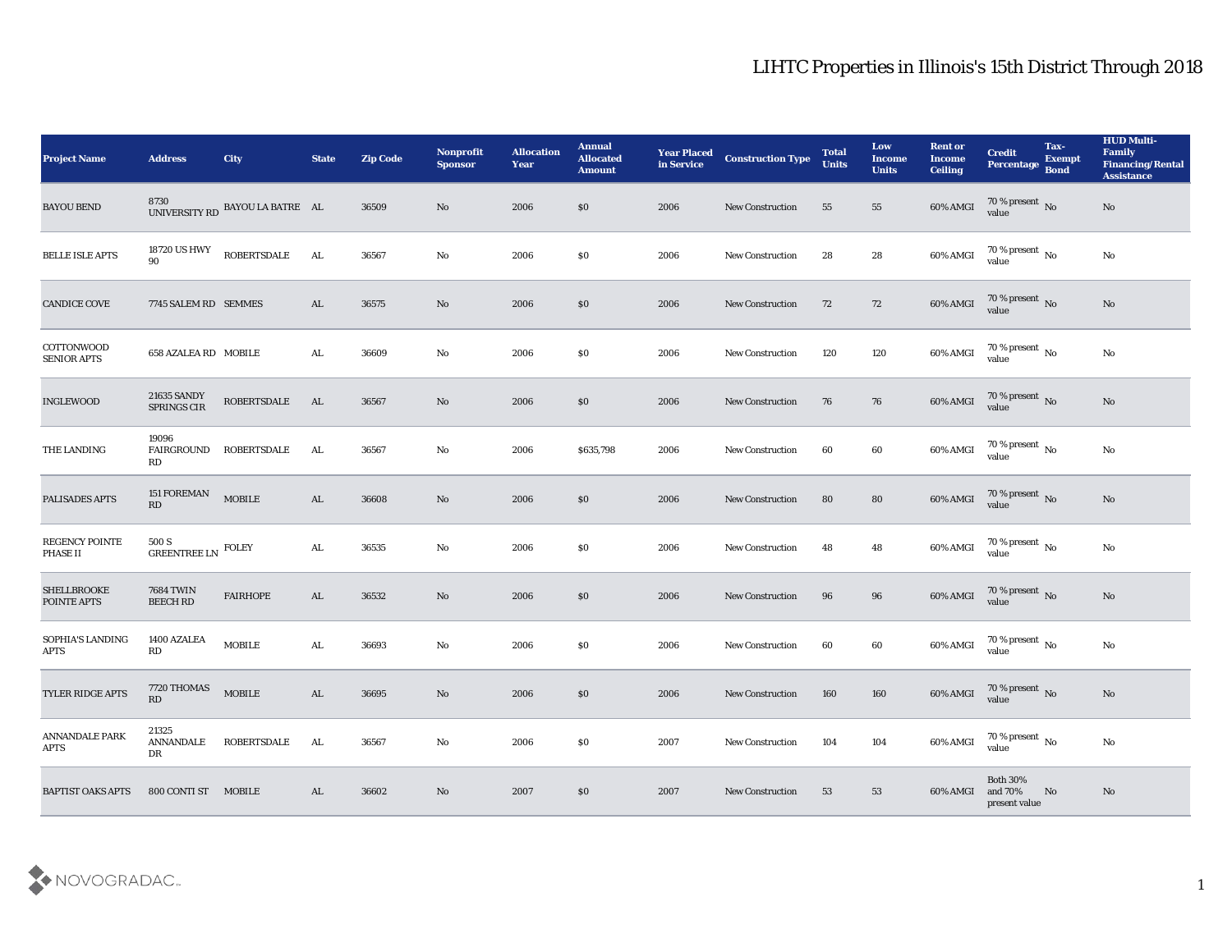# LIHTC Properties in Illinois's 15th District Through 2018

| Project Name | Address | City | State | Zip Code | Nonprofit Sponsor | Allocation Year | Annual Allocated Amount | Year Placed in Service | Construction Type | Total Units | Low Income Units | Rent or Income Ceiling | Credit Percentage | Tax-Exempt Bond | HUD Multi-Family Financing/Rental Assistance |
|---|---|---|---|---|---|---|---|---|---|---|---|---|---|---|---|
| BAYOU BEND | 8730 UNIVERSITY RD | BAYOU LA BATRE | AL | 36509 | No | 2006 | $0 | 2006 | New Construction | 55 | 55 | 60% AMGI | 70 % present value | No | No |
| BELLE ISLE APTS | 18720 US HWY 90 | ROBERTSDALE | AL | 36567 | No | 2006 | $0 | 2006 | New Construction | 28 | 28 | 60% AMGI | 70 % present value | No | No |
| CANDICE COVE | 7745 SALEM RD | SEMMES | AL | 36575 | No | 2006 | $0 | 2006 | New Construction | 72 | 72 | 60% AMGI | 70 % present value | No | No |
| COTTONWOOD SENIOR APTS | 658 AZALEA RD | MOBILE | AL | 36609 | No | 2006 | $0 | 2006 | New Construction | 120 | 120 | 60% AMGI | 70 % present value | No | No |
| INGLEWOOD | 21635 SANDY SPRINGS CIR | ROBERTSDALE | AL | 36567 | No | 2006 | $0 | 2006 | New Construction | 76 | 76 | 60% AMGI | 70 % present value | No | No |
| THE LANDING | 19096 FAIRGROUND RD | ROBERTSDALE | AL | 36567 | No | 2006 | $635,798 | 2006 | New Construction | 60 | 60 | 60% AMGI | 70 % present value | No | No |
| PALISADES APTS | 151 FOREMAN RD | MOBILE | AL | 36608 | No | 2006 | $0 | 2006 | New Construction | 80 | 80 | 60% AMGI | 70 % present value | No | No |
| REGENCY POINTE PHASE II | 500 S GREENTREE LN | FOLEY | AL | 36535 | No | 2006 | $0 | 2006 | New Construction | 48 | 48 | 60% AMGI | 70 % present value | No | No |
| SHELLBROOKE POINTE APTS | 7684 TWIN BEECH RD | FAIRHOPE | AL | 36532 | No | 2006 | $0 | 2006 | New Construction | 96 | 96 | 60% AMGI | 70 % present value | No | No |
| SOPHIA'S LANDING APTS | 1400 AZALEA RD | MOBILE | AL | 36693 | No | 2006 | $0 | 2006 | New Construction | 60 | 60 | 60% AMGI | 70 % present value | No | No |
| TYLER RIDGE APTS | 7720 THOMAS RD | MOBILE | AL | 36695 | No | 2006 | $0 | 2006 | New Construction | 160 | 160 | 60% AMGI | 70 % present value | No | No |
| ANNANDALE PARK APTS | 21325 ANNANDALE DR | ROBERTSDALE | AL | 36567 | No | 2006 | $0 | 2007 | New Construction | 104 | 104 | 60% AMGI | 70 % present value | No | No |
| BAPTIST OAKS APTS | 800 CONTI ST | MOBILE | AL | 36602 | No | 2007 | $0 | 2007 | New Construction | 53 | 53 | 60% AMGI | Both 30% and 70% present value | No | No |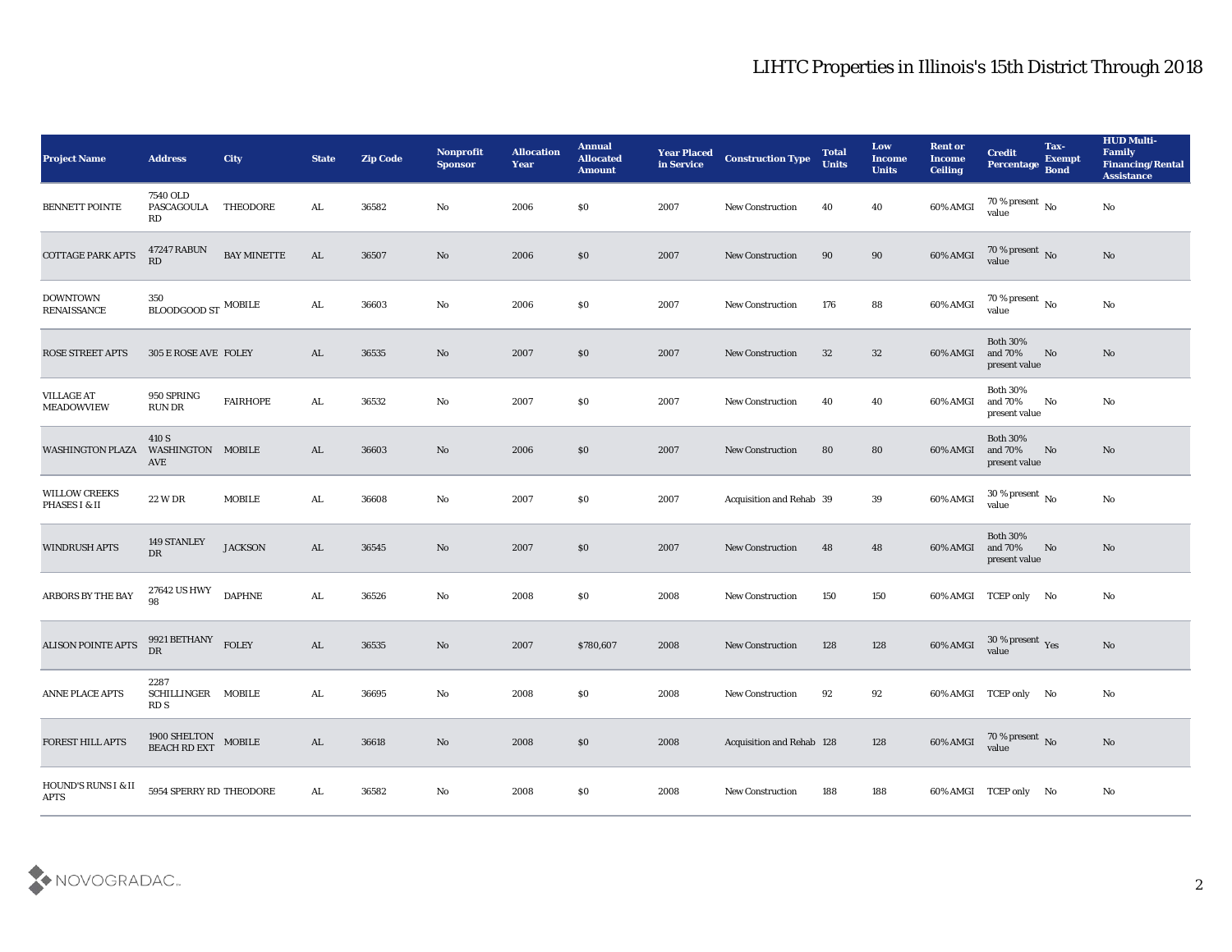| Project Name | Address | City | State | Zip Code | Nonprofit Sponsor | Allocation Year | Annual Allocated Amount | Year Placed in Service | Construction Type | Total Units | Low Income Units | Rent or Income Ceiling | Credit Percentage | Tax-Exempt Bond | HUD Multi-Family Financing/Rental Assistance |
|---|---|---|---|---|---|---|---|---|---|---|---|---|---|---|---|
| BENNETT POINTE | 7540 OLD PASCAGOULA RD | THEODORE | AL | 36582 | No | 2006 | $0 | 2007 | New Construction | 40 | 40 | 60% AMGI | 70 % present value | No | No |
| COTTAGE PARK APTS | 47247 RABUN RD | BAY MINETTE | AL | 36507 | No | 2006 | $0 | 2007 | New Construction | 90 | 90 | 60% AMGI | 70 % present value | No | No |
| DOWNTOWN RENAISSANCE | 350 BLOODGOOD ST | MOBILE | AL | 36603 | No | 2006 | $0 | 2007 | New Construction | 176 | 88 | 60% AMGI | 70 % present value | No | No |
| ROSE STREET APTS | 305 E ROSE AVE | FOLEY | AL | 36535 | No | 2007 | $0 | 2007 | New Construction | 32 | 32 | 60% AMGI | Both 30% and 70% present value | No | No |
| VILLAGE AT MEADOWVIEW | 950 SPRING RUN DR | FAIRHOPE | AL | 36532 | No | 2007 | $0 | 2007 | New Construction | 40 | 40 | 60% AMGI | Both 30% and 70% present value | No | No |
| WASHINGTON PLAZA | 410 S WASHINGTON AVE | MOBILE | AL | 36603 | No | 2006 | $0 | 2007 | New Construction | 80 | 80 | 60% AMGI | Both 30% and 70% present value | No | No |
| WILLOW CREEKS PHASES I & II | 22 W DR | MOBILE | AL | 36608 | No | 2007 | $0 | 2007 | Acquisition and Rehab | 39 | 39 | 60% AMGI | 30 % present value | No | No |
| WINDRUSH APTS | 149 STANLEY DR | JACKSON | AL | 36545 | No | 2007 | $0 | 2007 | New Construction | 48 | 48 | 60% AMGI | Both 30% and 70% present value | No | No |
| ARBORS BY THE BAY | 27642 US HWY 98 | DAPHNE | AL | 36526 | No | 2008 | $0 | 2008 | New Construction | 150 | 150 | 60% AMGI | TCEP only | No | No |
| ALISON POINTE APTS | 9921 BETHANY DR | FOLEY | AL | 36535 | No | 2007 | $780,607 | 2008 | New Construction | 128 | 128 | 60% AMGI | 30 % present value | Yes | No |
| ANNE PLACE APTS | 2287 SCHILLINGER RD S | MOBILE | AL | 36695 | No | 2008 | $0 | 2008 | New Construction | 92 | 92 | 60% AMGI | TCEP only | No | No |
| FOREST HILL APTS | 1900 SHELTON BEACH RD EXT | MOBILE | AL | 36618 | No | 2008 | $0 | 2008 | Acquisition and Rehab | 128 | 128 | 60% AMGI | 70 % present value | No | No |
| HOUND'S RUNS I & II APTS | 5954 SPERRY RD | THEODORE | AL | 36582 | No | 2008 | $0 | 2008 | New Construction | 188 | 188 | 60% AMGI | TCEP only | No | No |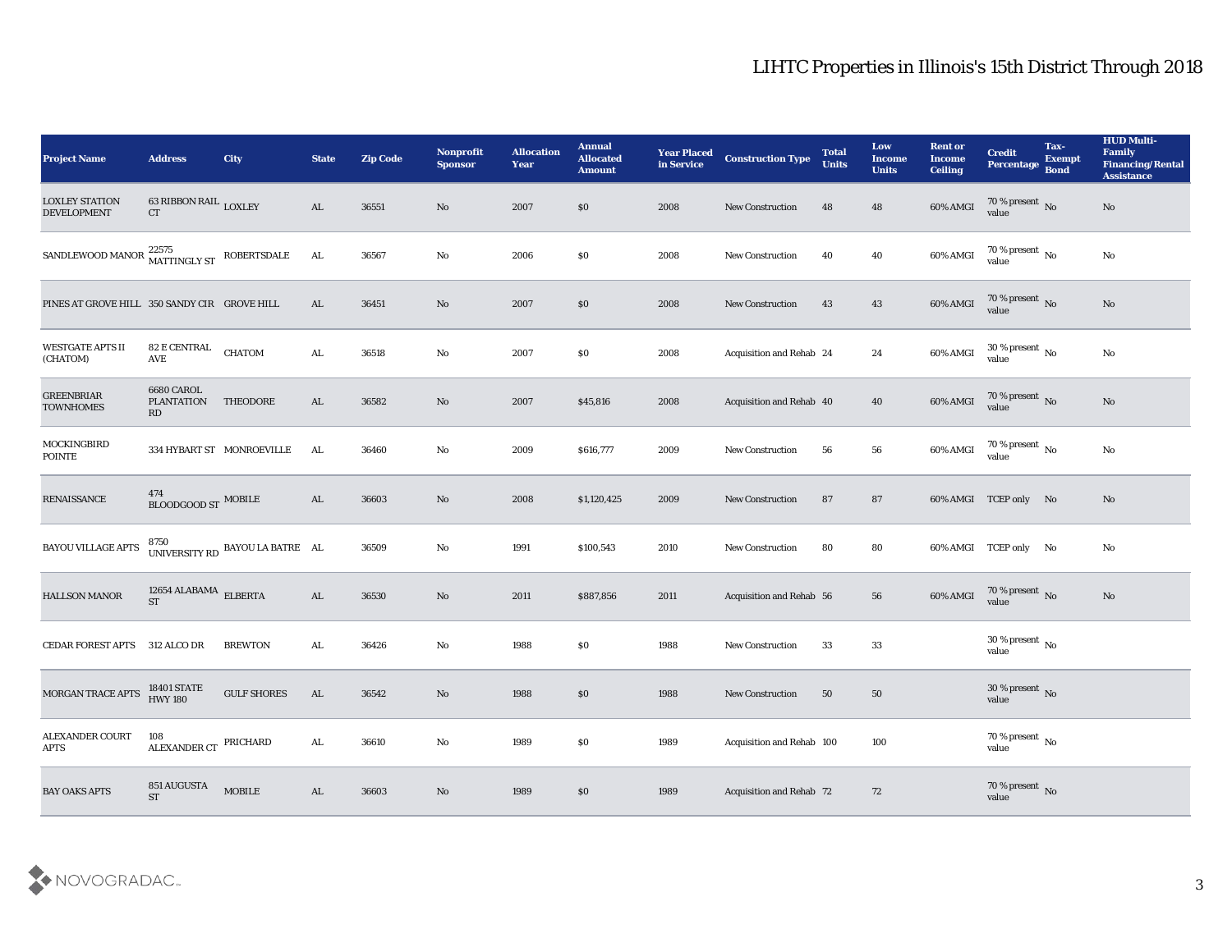# LIHTC Properties in Illinois's 15th District Through 2018

| Project Name | Address | City | State | Zip Code | Nonprofit Sponsor | Allocation Year | Annual Allocated Amount | Year Placed in Service | Construction Type | Total Units | Low Income Units | Rent or Income Ceiling | Credit Percentage | Tax-Exempt Bond | HUD Multi-Family Financing/Rental Assistance |
|---|---|---|---|---|---|---|---|---|---|---|---|---|---|---|---|
| LOXLEY STATION DEVELOPMENT | 63 RIBBON RAIL CT | LOXLEY | AL | 36551 | No | 2007 | $0 | 2008 | New Construction | 48 | 48 | 60% AMGI | 70 % present value | No | No |
| SANDLEWOOD MANOR | 22575 MATTINGLY ST | ROBERTSDALE | AL | 36567 | No | 2006 | $0 | 2008 | New Construction | 40 | 40 | 60% AMGI | 70 % present value | No | No |
| PINES AT GROVE HILL | 350 SANDY CIR | GROVE HILL | AL | 36451 | No | 2007 | $0 | 2008 | New Construction | 43 | 43 | 60% AMGI | 70 % present value | No | No |
| WESTGATE APTS II (CHATOM) | 82 E CENTRAL AVE | CHATOM | AL | 36518 | No | 2007 | $0 | 2008 | Acquisition and Rehab | 24 | 24 | 60% AMGI | 30 % present value | No | No |
| GREENBRIAR TOWNHOMES | 6680 CAROL PLANTATION RD | THEODORE | AL | 36582 | No | 2007 | $45,816 | 2008 | Acquisition and Rehab | 40 | 40 | 60% AMGI | 70 % present value | No | No |
| MOCKINGBIRD POINTE | 334 HYBART ST | MONROEVILLE | AL | 36460 | No | 2009 | $616,777 | 2009 | New Construction | 56 | 56 | 60% AMGI | 70 % present value | No | No |
| RENAISSANCE | 474 BLOODGOOD ST | MOBILE | AL | 36603 | No | 2008 | $1,120,425 | 2009 | New Construction | 87 | 87 | 60% AMGI | TCEP only | No | No |
| BAYOU VILLAGE APTS | 8750 UNIVERSITY RD | BAYOU LA BATRE | AL | 36509 | No | 1991 | $100,543 | 2010 | New Construction | 80 | 80 | 60% AMGI | TCEP only | No | No |
| HALLSON MANOR | 12654 ALABAMA ST | ELBERTA | AL | 36530 | No | 2011 | $887,856 | 2011 | Acquisition and Rehab | 56 | 56 | 60% AMGI | 70 % present value | No | No |
| CEDAR FOREST APTS | 312 ALCO DR | BREWTON | AL | 36426 | No | 1988 | $0 | 1988 | New Construction | 33 | 33 | | 30 % present value | No | |
| MORGAN TRACE APTS | 18401 STATE HWY 180 | GULF SHORES | AL | 36542 | No | 1988 | $0 | 1988 | New Construction | 50 | 50 | | 30 % present value | No | |
| ALEXANDER COURT APTS | 108 ALEXANDER CT | PRICHARD | AL | 36610 | No | 1989 | $0 | 1989 | Acquisition and Rehab | 100 | 100 | | 70 % present value | No | |
| BAY OAKS APTS | 851 AUGUSTA ST | MOBILE | AL | 36603 | No | 1989 | $0 | 1989 | Acquisition and Rehab | 72 | 72 | | 70 % present value | No | |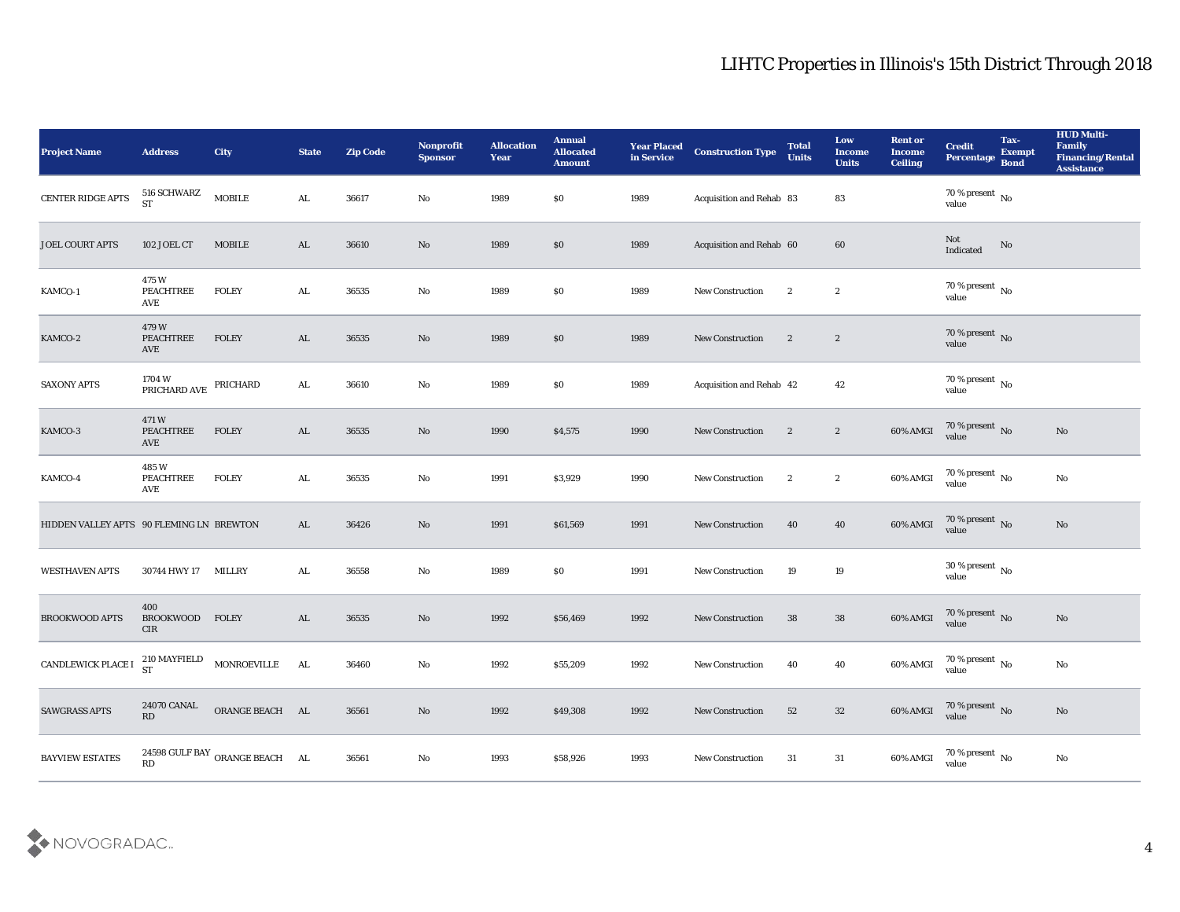# LIHTC Properties in Illinois's 15th District Through 2018

| Project Name | Address | City | State | Zip Code | Nonprofit Sponsor | Allocation Year | Annual Allocated Amount | Year Placed in Service | Construction Type | Total Units | Low Income Units | Rent or Income Ceiling | Credit Percentage | Tax-Exempt Bond | HUD Multi-Family Financing/Rental Assistance |
|---|---|---|---|---|---|---|---|---|---|---|---|---|---|---|---|
| CENTER RIDGE APTS | 516 SCHWARZ ST | MOBILE | AL | 36617 | No | 1989 | $0 | 1989 | Acquisition and Rehab | 83 | 83 | | 70 % present value | No | |
| JOEL COURT APTS | 102 JOEL CT | MOBILE | AL | 36610 | No | 1989 | $0 | 1989 | Acquisition and Rehab | 60 | 60 | | Not Indicated | No | |
| KAMCO-1 | 475 W PEACHTREE AVE | FOLEY | AL | 36535 | No | 1989 | $0 | 1989 | New Construction | 2 | 2 | | 70 % present value | No | |
| KAMCO-2 | 479 W PEACHTREE AVE | FOLEY | AL | 36535 | No | 1989 | $0 | 1989 | New Construction | 2 | 2 | | 70 % present value | No | |
| SAXONY APTS | 1704 W PRICHARD AVE | PRICHARD | AL | 36610 | No | 1989 | $0 | 1989 | Acquisition and Rehab | 42 | 42 | | 70 % present value | No | |
| KAMCO-3 | 471 W PEACHTREE AVE | FOLEY | AL | 36535 | No | 1990 | $4,575 | 1990 | New Construction | 2 | 2 | 60% AMGI | 70 % present value | No | No |
| KAMCO-4 | 485 W PEACHTREE AVE | FOLEY | AL | 36535 | No | 1991 | $3,929 | 1990 | New Construction | 2 | 2 | 60% AMGI | 70 % present value | No | No |
| HIDDEN VALLEY APTS | 90 FLEMING LN | BREWTON | AL | 36426 | No | 1991 | $61,569 | 1991 | New Construction | 40 | 40 | 60% AMGI | 70 % present value | No | No |
| WESTHAVEN APTS | 30744 HWY 17 | MILLRY | AL | 36558 | No | 1989 | $0 | 1991 | New Construction | 19 | 19 | | 30 % present value | No | |
| BROOKWOOD APTS | 400 BROOKWOOD CIR | FOLEY | AL | 36535 | No | 1992 | $56,469 | 1992 | New Construction | 38 | 38 | 60% AMGI | 70 % present value | No | No |
| CANDLEWICK PLACE I | 210 MAYFIELD ST | MONROEVILLE | AL | 36460 | No | 1992 | $55,209 | 1992 | New Construction | 40 | 40 | 60% AMGI | 70 % present value | No | No |
| SAWGRASS APTS | 24070 CANAL RD | ORANGE BEACH | AL | 36561 | No | 1992 | $49,308 | 1992 | New Construction | 52 | 32 | 60% AMGI | 70 % present value | No | No |
| BAYVIEW ESTATES | 24598 GULF BAY RD | ORANGE BEACH | AL | 36561 | No | 1993 | $58,926 | 1993 | New Construction | 31 | 31 | 60% AMGI | 70 % present value | No | No |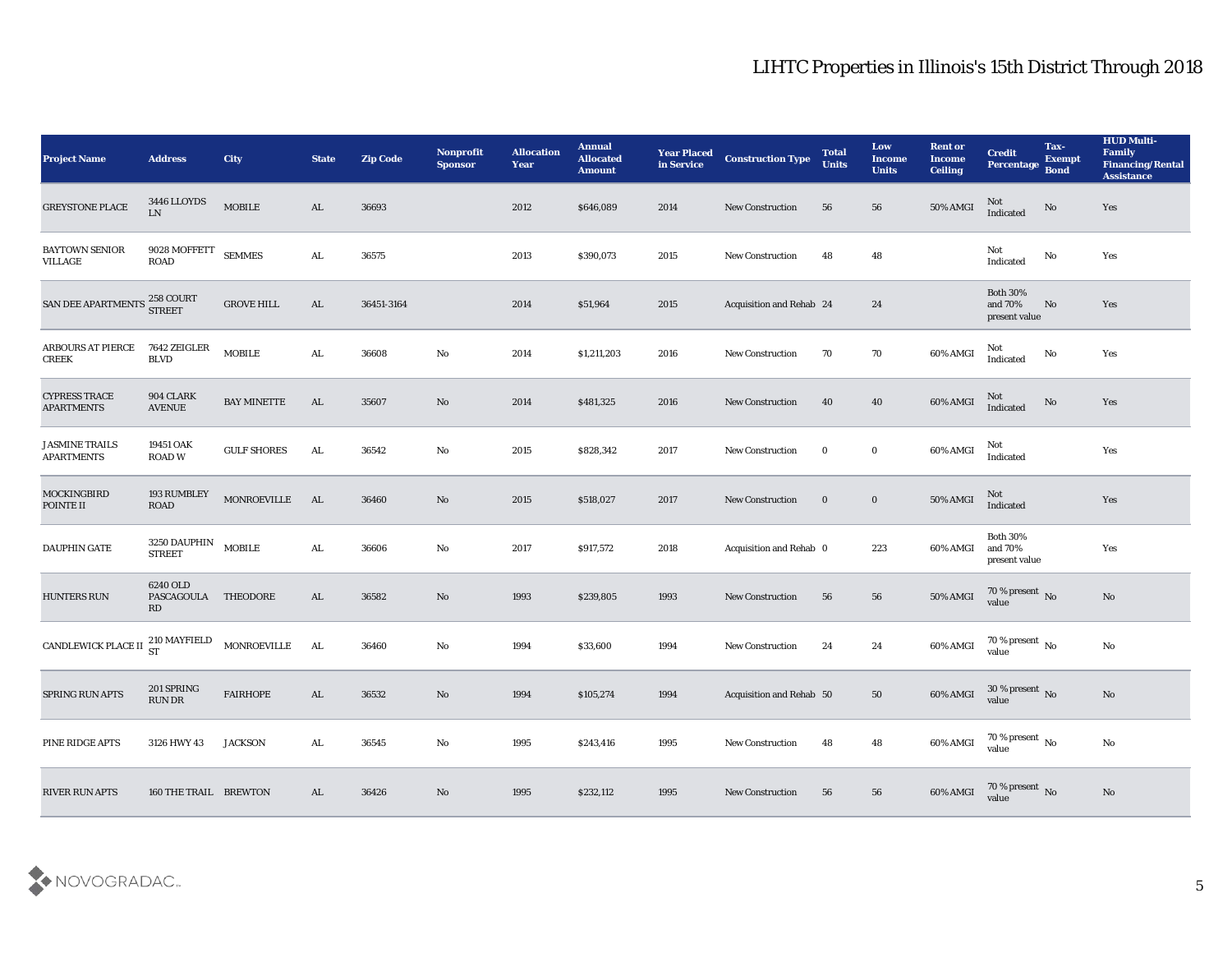# LIHTC Properties in Illinois's 15th District Through 2018

| Project Name | Address | City | State | Zip Code | Nonprofit Sponsor | Allocation Year | Annual Allocated Amount | Year Placed in Service | Construction Type | Total Units | Low Income Units | Rent or Income Ceiling | Credit Percentage | Tax-Exempt Bond | HUD Multi-Family Financing/Rental Assistance |
|---|---|---|---|---|---|---|---|---|---|---|---|---|---|---|---|
| GREYSTONE PLACE | 3446 LLOYDS LN | MOBILE | AL | 36693 | | 2012 | $646,089 | 2014 | New Construction | 56 | 56 | 50% AMGI | Not Indicated | No | Yes |
| BAYTOWN SENIOR VILLAGE | 9028 MOFFETT ROAD | SEMMES | AL | 36575 | | 2013 | $390,073 | 2015 | New Construction | 48 | 48 | | Not Indicated | No | Yes |
| SAN DEE APARTMENTS | 258 COURT STREET | GROVE HILL | AL | 36451-3164 | | 2014 | $51,964 | 2015 | Acquisition and Rehab | 24 | 24 | | Both 30% and 70% present value | No | Yes |
| ARBOURS AT PIERCE CREEK | 7642 ZEIGLER BLVD | MOBILE | AL | 36608 | No | 2014 | $1,211,203 | 2016 | New Construction | 70 | 70 | 60% AMGI | Not Indicated | No | Yes |
| CYPRESS TRACE APARTMENTS | 904 CLARK AVENUE | BAY MINETTE | AL | 35607 | No | 2014 | $481,325 | 2016 | New Construction | 40 | 40 | 60% AMGI | Not Indicated | No | Yes |
| JASMINE TRAILS APARTMENTS | 19451 OAK ROAD W | GULF SHORES | AL | 36542 | No | 2015 | $828,342 | 2017 | New Construction | 0 | 0 | 60% AMGI | Not Indicated | | Yes |
| MOCKINGBIRD POINTE II | 193 RUMBLEY ROAD | MONROEVILLE | AL | 36460 | No | 2015 | $518,027 | 2017 | New Construction | 0 | 0 | 50% AMGI | Not Indicated | | Yes |
| DAUPHIN GATE | 3250 DAUPHIN STREET | MOBILE | AL | 36606 | No | 2017 | $917,572 | 2018 | Acquisition and Rehab | 0 | 223 | 60% AMGI | Both 30% and 70% present value | | Yes |
| HUNTERS RUN | 6240 OLD PASCAGOULA RD | THEODORE | AL | 36582 | No | 1993 | $239,805 | 1993 | New Construction | 56 | 56 | 50% AMGI | 70 % present value | No | No |
| CANDLEWICK PLACE II | 210 MAYFIELD ST | MONROEVILLE | AL | 36460 | No | 1994 | $33,600 | 1994 | New Construction | 24 | 24 | 60% AMGI | 70 % present value | No | No |
| SPRING RUN APTS | 201 SPRING RUN DR | FAIRHOPE | AL | 36532 | No | 1994 | $105,274 | 1994 | Acquisition and Rehab | 50 | 50 | 60% AMGI | 30 % present value | No | No |
| PINE RIDGE APTS | 3126 HWY 43 | JACKSON | AL | 36545 | No | 1995 | $243,416 | 1995 | New Construction | 48 | 48 | 60% AMGI | 70 % present value | No | No |
| RIVER RUN APTS | 160 THE TRAIL | BREWTON | AL | 36426 | No | 1995 | $232,112 | 1995 | New Construction | 56 | 56 | 60% AMGI | 70 % present value | No | No |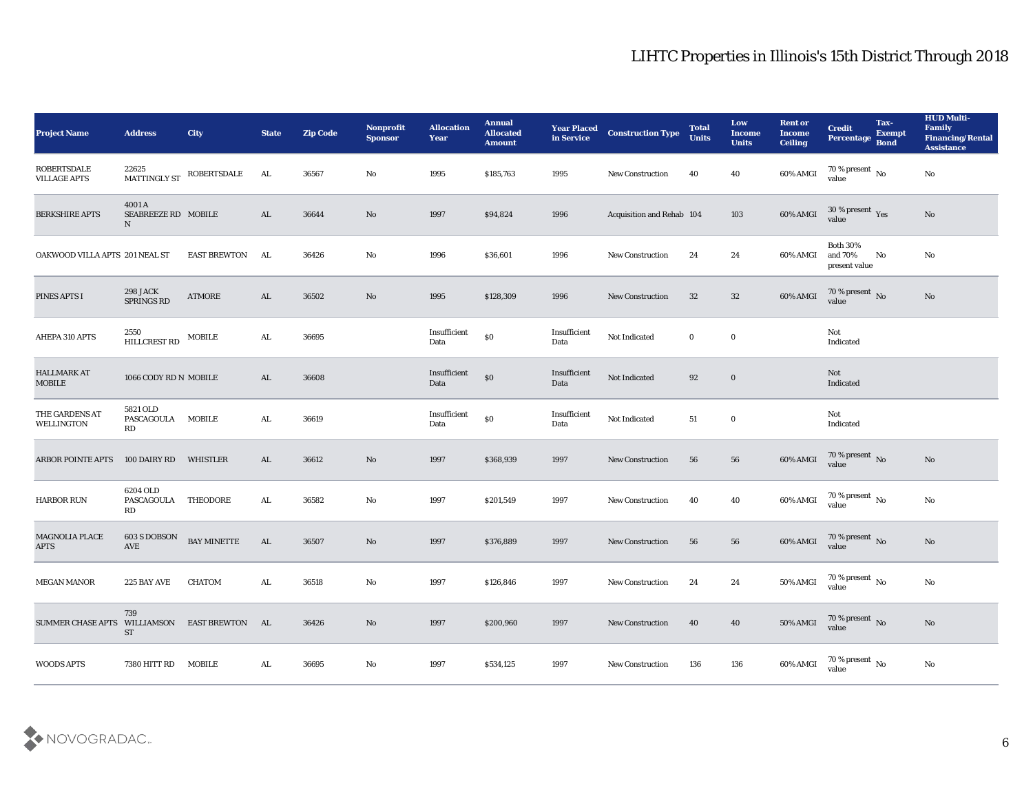# LIHTC Properties in Illinois's 15th District Through 2018

| Project Name | Address | City | State | Zip Code | Nonprofit Sponsor | Allocation Year | Annual Allocated Amount | Year Placed in Service | Construction Type | Total Units | Low Income Units | Rent or Income Ceiling | Credit Percentage | Tax-Exempt Bond | HUD Multi-Family Financing/Rental Assistance |
|---|---|---|---|---|---|---|---|---|---|---|---|---|---|---|---|
| ROBERTSDALE VILLAGE APTS | 22625 MATTINGLY ST | ROBERTSDALE | AL | 36567 | No | 1995 | $185,763 | 1995 | New Construction | 40 | 40 | 60% AMGI | 70 % present value | No | No |
| BERKSHIRE APTS | 4001 A SEABREEZE RD N | MOBILE | AL | 36644 | No | 1997 | $94,824 | 1996 | Acquisition and Rehab | 104 | 103 | 60% AMGI | 30 % present value | Yes | No |
| OAKWOOD VILLA APTS | 201 NEAL ST | EAST BREWTON | AL | 36426 | No | 1996 | $36,601 | 1996 | New Construction | 24 | 24 | 60% AMGI | Both 30% and 70% present value | No | No |
| PINES APTS I | 298 JACK SPRINGS RD | ATMORE | AL | 36502 | No | 1995 | $128,309 | 1996 | New Construction | 32 | 32 | 60% AMGI | 70 % present value | No | No |
| AHEPA 310 APTS | 2550 HILLCREST RD | MOBILE | AL | 36695 | | Insufficient Data | $0 | Insufficient Data | Not Indicated | 0 | 0 | | Not Indicated | | |
| HALLMARK AT MOBILE | 1066 CODY RD N | MOBILE | AL | 36608 | | Insufficient Data | $0 | Insufficient Data | Not Indicated | 92 | 0 | | Not Indicated | | |
| THE GARDENS AT WELLINGTON | 5821 OLD PASCAGOULA RD | MOBILE | AL | 36619 | | Insufficient Data | $0 | Insufficient Data | Not Indicated | 51 | 0 | | Not Indicated | | |
| ARBOR POINTE APTS | 100 DAIRY RD | WHISTLER | AL | 36612 | No | 1997 | $368,939 | 1997 | New Construction | 56 | 56 | 60% AMGI | 70 % present value | No | No |
| HARBOR RUN | 6204 OLD PASCAGOULA RD | THEODORE | AL | 36582 | No | 1997 | $201,549 | 1997 | New Construction | 40 | 40 | 60% AMGI | 70 % present value | No | No |
| MAGNOLIA PLACE APTS | 603 S DOBSON AVE | BAY MINETTE | AL | 36507 | No | 1997 | $376,889 | 1997 | New Construction | 56 | 56 | 60% AMGI | 70 % present value | No | No |
| MEGAN MANOR | 225 BAY AVE | CHATOM | AL | 36518 | No | 1997 | $126,846 | 1997 | New Construction | 24 | 24 | 50% AMGI | 70 % present value | No | No |
| SUMMER CHASE APTS | 739 WILLIAMSON ST | EAST BREWTON | AL | 36426 | No | 1997 | $200,960 | 1997 | New Construction | 40 | 40 | 50% AMGI | 70 % present value | No | No |
| WOODS APTS | 7380 HITT RD | MOBILE | AL | 36695 | No | 1997 | $534,125 | 1997 | New Construction | 136 | 136 | 60% AMGI | 70 % present value | No | No |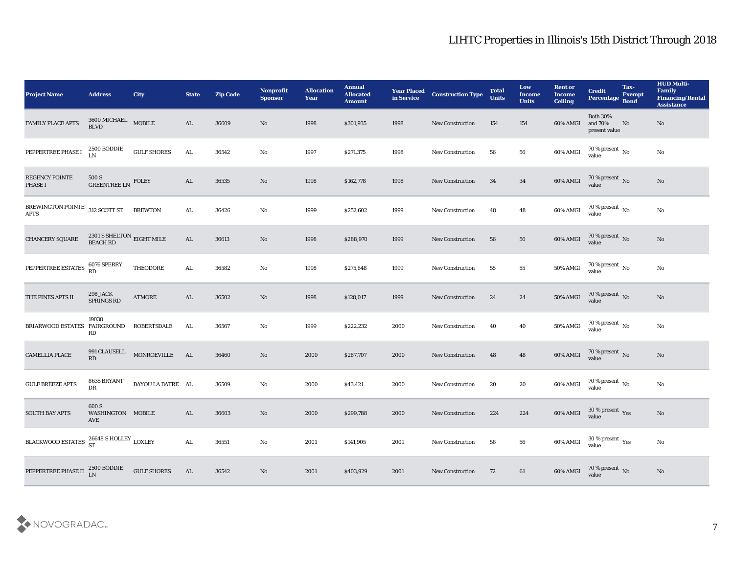# LIHTC Properties in Illinois's 15th District Through 2018

| Project Name | Address | City | State | Zip Code | Nonprofit Sponsor | Allocation Year | Annual Allocated Amount | Year Placed in Service | Construction Type | Total Units | Low Income Units | Rent or Income Ceiling | Credit Percentage | Tax-Exempt Bond | HUD Multi-Family Financing/Rental Assistance |
|---|---|---|---|---|---|---|---|---|---|---|---|---|---|---|---|
| FAMILY PLACE APTS | 3600 MICHAEL BLVD | MOBILE | AL | 36609 | No | 1998 | $301,935 | 1998 | New Construction | 154 | 154 | 60% AMGI | Both 30% and 70% present value | No | No |
| PEPPERTREE PHASE I | 2500 BODDIE LN | GULF SHORES | AL | 36542 | No | 1997 | $271,375 | 1998 | New Construction | 56 | 56 | 60% AMGI | 70 % present value | No | No |
| REGENCY POINTE PHASE I | 500 S GREENTREE LN | FOLEY | AL | 36535 | No | 1998 | $162,778 | 1998 | New Construction | 34 | 34 | 60% AMGI | 70 % present value | No | No |
| BREWINGTON POINTE APTS | 312 SCOTT ST | BREWTON | AL | 36426 | No | 1999 | $252,602 | 1999 | New Construction | 48 | 48 | 60% AMGI | 70 % present value | No | No |
| CHANCERY SQUARE | 2301 S SHELTON BEACH RD | EIGHT MILE | AL | 36613 | No | 1998 | $288,970 | 1999 | New Construction | 56 | 56 | 60% AMGI | 70 % present value | No | No |
| PEPPERTREE ESTATES | 6076 SPERRY RD | THEODORE | AL | 36582 | No | 1998 | $275,648 | 1999 | New Construction | 55 | 55 | 50% AMGI | 70 % present value | No | No |
| THE PINES APTS II | 298 JACK SPRINGS RD | ATMORE | AL | 36502 | No | 1998 | $128,017 | 1999 | New Construction | 24 | 24 | 50% AMGI | 70 % present value | No | No |
| BRIARWOOD ESTATES | 19038 FAIRGROUND RD | ROBERTSDALE | AL | 36567 | No | 1999 | $222,232 | 2000 | New Construction | 40 | 40 | 50% AMGI | 70 % present value | No | No |
| CAMELLIA PLACE | 991 CLAUSELL RD | MONROEVILLE | AL | 36460 | No | 2000 | $287,707 | 2000 | New Construction | 48 | 48 | 60% AMGI | 70 % present value | No | No |
| GULF BREEZE APTS | 8635 BRYANT DR | BAYOU LA BATRE | AL | 36509 | No | 2000 | $43,421 | 2000 | New Construction | 20 | 20 | 60% AMGI | 70 % present value | No | No |
| SOUTH BAY APTS | 600 S WASHINGTON AVE | MOBILE | AL | 36603 | No | 2000 | $299,788 | 2000 | New Construction | 224 | 224 | 60% AMGI | 30 % present value | Yes | No |
| BLACKWOOD ESTATES | 26648 S HOLLEY ST | LOXLEY | AL | 36551 | No | 2001 | $141,905 | 2001 | New Construction | 56 | 56 | 60% AMGI | 30 % present value | Yes | No |
| PEPPERTREE PHASE II | 2500 BODDIE LN | GULF SHORES | AL | 36542 | No | 2001 | $403,929 | 2001 | New Construction | 72 | 61 | 60% AMGI | 70 % present value | No | No |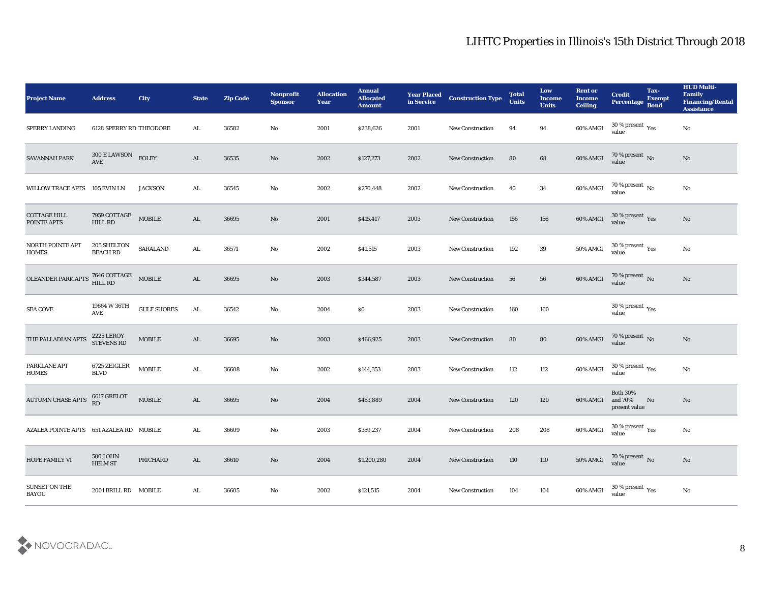# LIHTC Properties in Illinois's 15th District Through 2018

| Project Name | Address | City | State | Zip Code | Nonprofit Sponsor | Allocation Year | Annual Allocated Amount | Year Placed in Service | Construction Type | Total Units | Low Income Units | Rent or Income Ceiling | Credit Percentage | Tax-Exempt Bond | HUD Multi-Family Financing/Rental Assistance |
|---|---|---|---|---|---|---|---|---|---|---|---|---|---|---|---|
| SPERRY LANDING | 6128 SPERRY RD | THEODORE | AL | 36582 | No | 2001 | $238,626 | 2001 | New Construction | 94 | 94 | 60% AMGI | 30 % present value | Yes | No |
| SAVANNAH PARK | 300 E LAWSON AVE | FOLEY | AL | 36535 | No | 2002 | $127,273 | 2002 | New Construction | 80 | 68 | 60% AMGI | 70 % present value | No | No |
| WILLOW TRACE APTS | 105 EVIN LN | JACKSON | AL | 36545 | No | 2002 | $270,448 | 2002 | New Construction | 40 | 34 | 60% AMGI | 70 % present value | No | No |
| COTTAGE HILL POINTE APTS | 7959 COTTAGE HILL RD | MOBILE | AL | 36695 | No | 2001 | $415,417 | 2003 | New Construction | 156 | 156 | 60% AMGI | 30 % present value | Yes | No |
| NORTH POINTE APT HOMES | 205 SHELTON BEACH RD | SARALAND | AL | 36571 | No | 2002 | $41,515 | 2003 | New Construction | 192 | 39 | 50% AMGI | 30 % present value | Yes | No |
| OLEANDER PARK APTS | 7646 COTTAGE HILL RD | MOBILE | AL | 36695 | No | 2003 | $344,587 | 2003 | New Construction | 56 | 56 | 60% AMGI | 70 % present value | No | No |
| SEA COVE | 19664 W 36TH AVE | GULF SHORES | AL | 36542 | No | 2004 | $0 | 2003 | New Construction | 160 | 160 | | 30 % present value | Yes | |
| THE PALLADIAN APTS | 2225 LEROY STEVENS RD | MOBILE | AL | 36695 | No | 2003 | $466,925 | 2003 | New Construction | 80 | 80 | 60% AMGI | 70 % present value | No | No |
| PARKLANE APT HOMES | 6725 ZEIGLER BLVD | MOBILE | AL | 36608 | No | 2002 | $144,353 | 2003 | New Construction | 112 | 112 | 60% AMGI | 30 % present value | Yes | No |
| AUTUMN CHASE APTS | 6617 GRELOT RD | MOBILE | AL | 36695 | No | 2004 | $453,889 | 2004 | New Construction | 120 | 120 | 60% AMGI | Both 30% and 70% present value | No | No |
| AZALEA POINTE APTS | 651 AZALEA RD | MOBILE | AL | 36609 | No | 2003 | $359,237 | 2004 | New Construction | 208 | 208 | 60% AMGI | 30 % present value | Yes | No |
| HOPE FAMILY VI | 500 JOHN HELM ST | PRICHARD | AL | 36610 | No | 2004 | $1,200,280 | 2004 | New Construction | 110 | 110 | 50% AMGI | 70 % present value | No | No |
| SUNSET ON THE BAYOU | 2001 BRILL RD | MOBILE | AL | 36605 | No | 2002 | $121,515 | 2004 | New Construction | 104 | 104 | 60% AMGI | 30 % present value | Yes | No |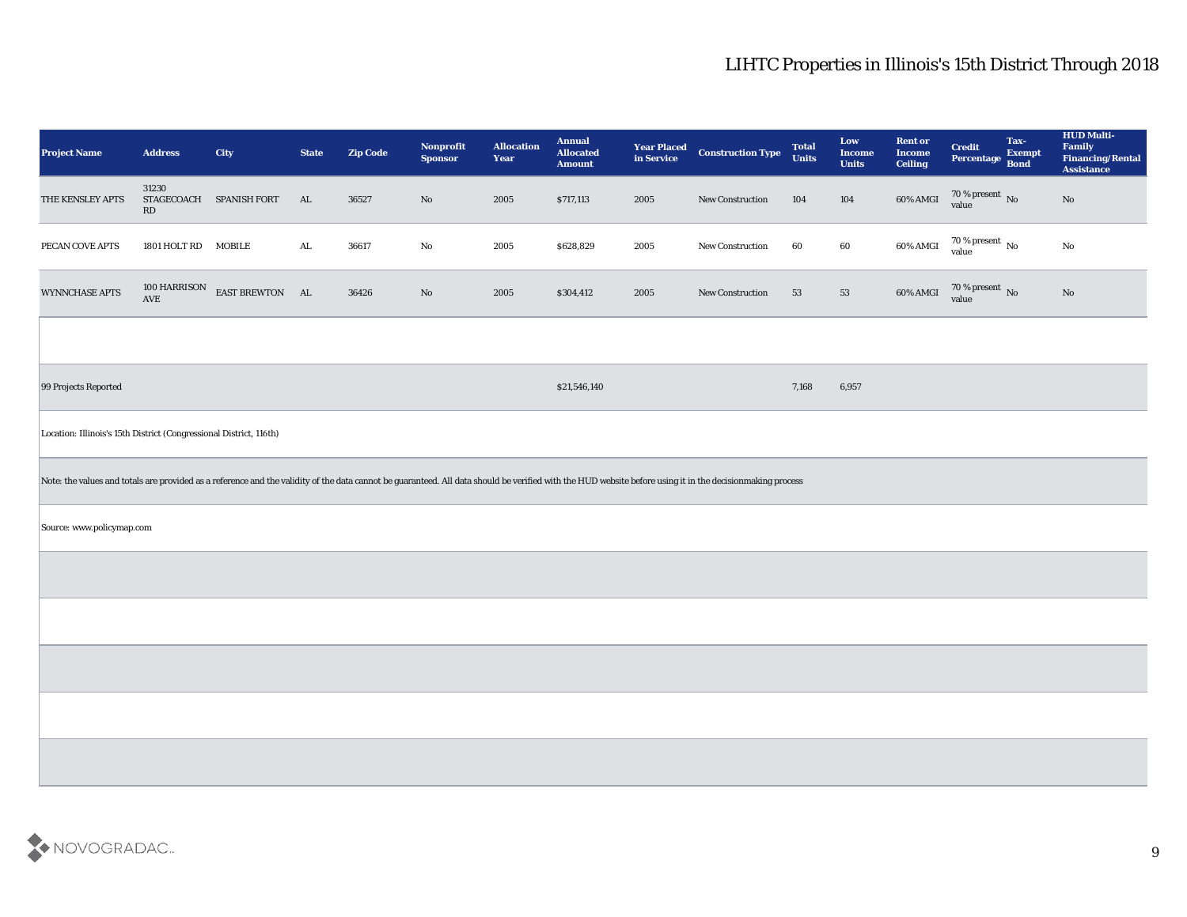| Project Name | Address | City | State | Zip Code | Nonprofit Sponsor | Allocation Year | Annual Allocated Amount | Year Placed in Service | Construction Type | Total Units | Low Income Units | Rent or Income Ceiling | Credit Percentage | Tax-Exempt Bond | HUD Multi-Family Financing/Rental Assistance |
|---|---|---|---|---|---|---|---|---|---|---|---|---|---|---|---|
| THE KENSLEY APTS | 31230 STAGECOACH RD | SPANISH FORT | AL | 36527 | No | 2005 | $717,113 | 2005 | New Construction | 104 | 104 | 60% AMGI | 70 % present value | No | No |
| PECAN COVE APTS | 1801 HOLT RD | MOBILE | AL | 36617 | No | 2005 | $628,829 | 2005 | New Construction | 60 | 60 | 60% AMGI | 70 % present value | No | No |
| WYNNCHASE APTS | 100 HARRISON AVE | EAST BREWTON | AL | 36426 | No | 2005 | $304,412 | 2005 | New Construction | 53 | 53 | 60% AMGI | 70 % present value | No | No |
| | | | | | | | | | | | | | | | |
| 99 Projects Reported | | | | | | | $21,546,140 | | | 7,168 | 6,957 | | | | |

Location: Illinois's 15th District (Congressional District, 116th)

Note: the values and totals are provided as a reference and the validity of the data cannot be guaranteed. All data should be verified with the HUD website before using it in the decisionmaking process

Source: www.policymap.com